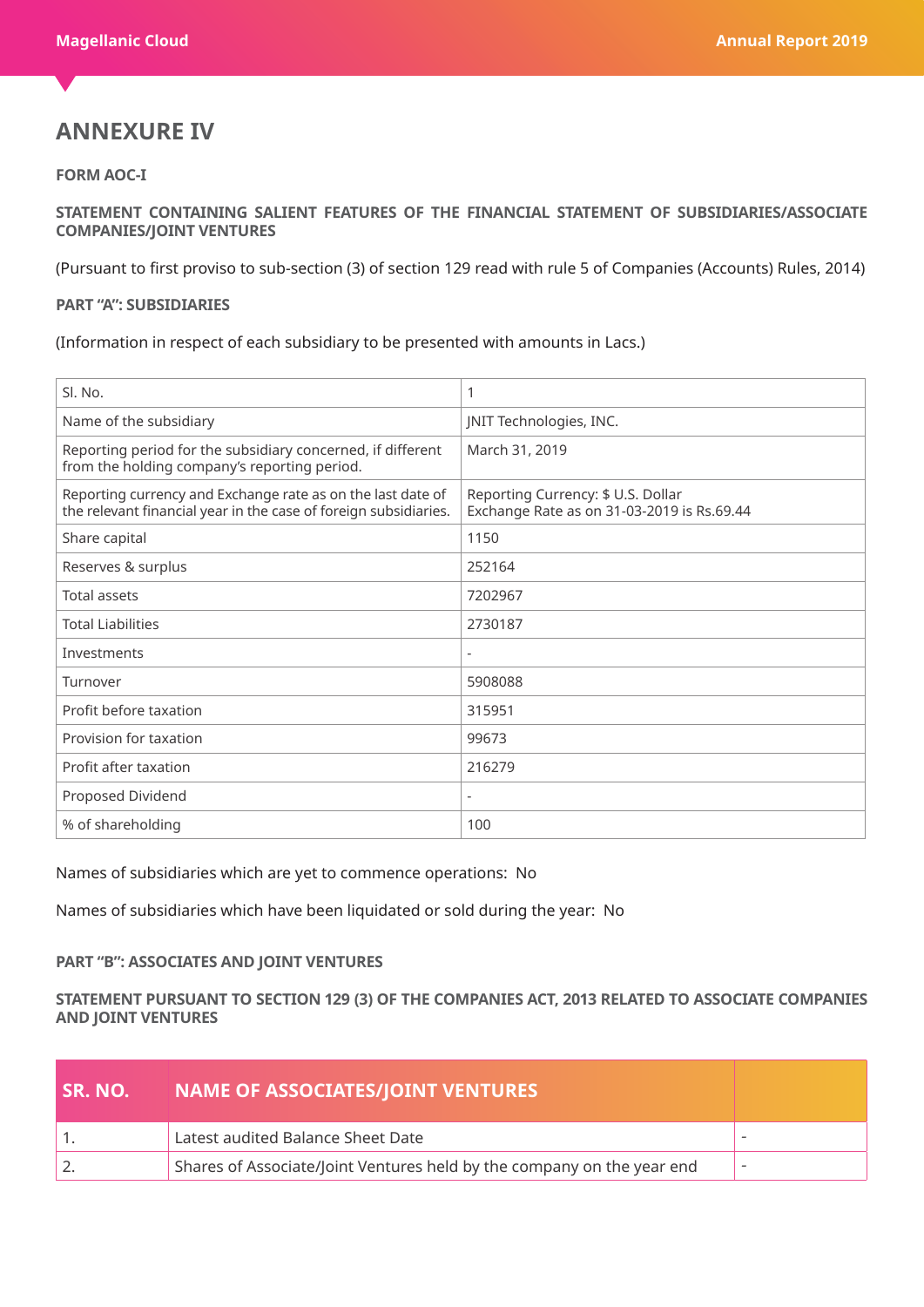# ANNEXURE IV

**FORM AOC-I**

**STATEMENT CONTAINING SALIENT FEATURES OF THE FINANCIAL STATEMENT OF SUBSIDIARIES/ASSOCIATE COMPANIES/JOINT VENTURES**

(Pursuant to first proviso to sub-section (3) of section 129 read with rule 5 of Companies (Accounts) Rules, 2014)

**PART "A": SUBSIDIARIES**

(Information in respect of each subsidiary to be presented with amounts in Lacs.)

| Sl. No. | 1 |
|---|---|
| Name of the subsidiary | JNIT Technologies, INC. |
| Reporting period for the subsidiary concerned, if different from the holding company's reporting period. | March 31, 2019 |
| Reporting currency and Exchange rate as on the last date of the relevant financial year in the case of foreign subsidiaries. | Reporting Currency: $ U.S. Dollar Exchange Rate as on 31-03-2019 is Rs.69.44 |
| Share capital | 1150 |
| Reserves & surplus | 252164 |
| Total assets | 7202967 |
| Total Liabilities | 2730187 |
| Investments | - |
| Turnover | 5908088 |
| Profit before taxation | 315951 |
| Provision for taxation | 99673 |
| Profit after taxation | 216279 |
| Proposed Dividend | - |
| % of shareholding | 100 |

Names of subsidiaries which are yet to commence operations: No

Names of subsidiaries which have been liquidated or sold during the year: No

**PART "B": ASSOCIATES AND JOINT VENTURES**

**STATEMENT PURSUANT TO SECTION 129 (3) OF THE COMPANIES ACT, 2013 RELATED TO ASSOCIATE COMPANIES AND JOINT VENTURES**

| SR. NO. | NAME OF ASSOCIATES/JOINT VENTURES | |
|---|---|---|
| 1. | Latest audited Balance Sheet Date | - |
| 2. | Shares of Associate/Joint Ventures held by the company on the year end | - |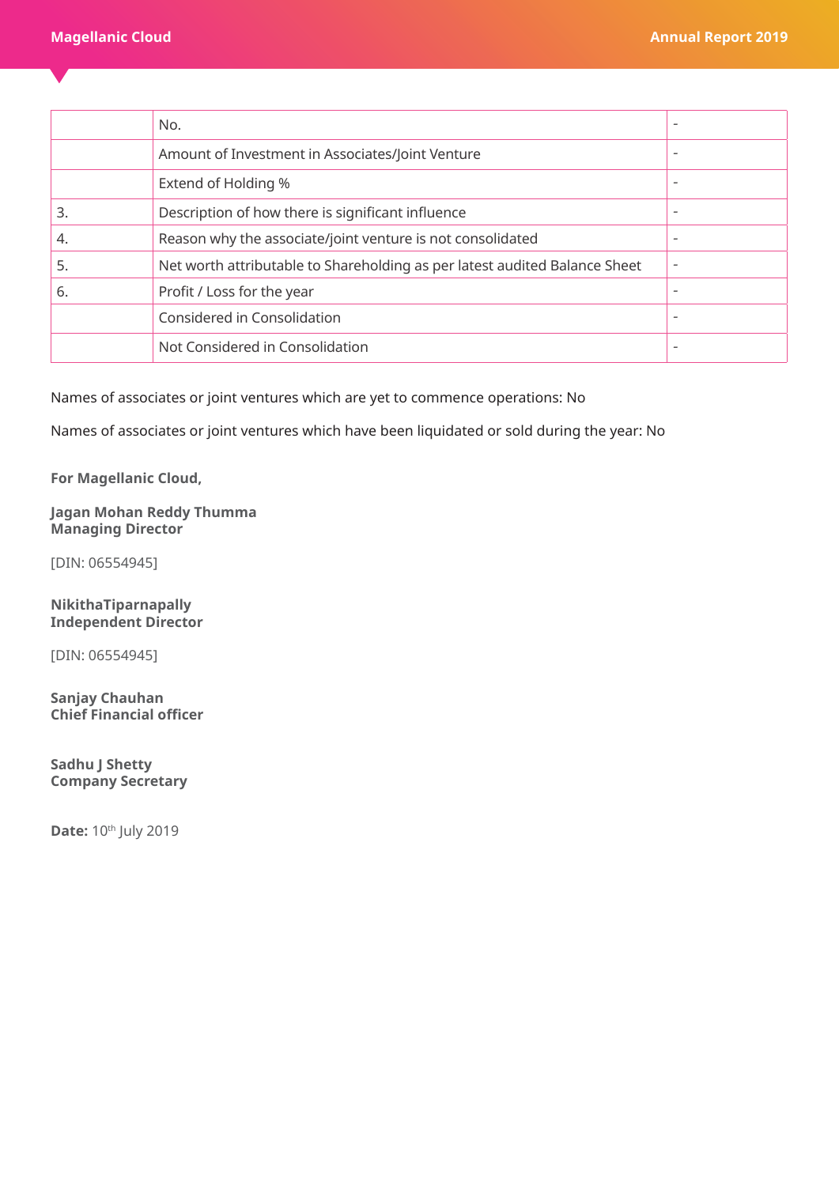| | | |
|---|---|---|
| | No. | - |
| | Amount of Investment in Associates/Joint Venture | - |
| | Extend of Holding % | - |
| 3. | Description of how there is significant influence | - |
| 4. | Reason why the associate/joint venture is not consolidated | - |
| 5. | Net worth attributable to Shareholding as per latest audited Balance Sheet | - |
| 6. | Profit / Loss for the year | - |
| | Considered in Consolidation | - |
| | Not Considered in Consolidation | - |

Names of associates or joint ventures which are yet to commence operations: No

Names of associates or joint ventures which have been liquidated or sold during the year: No

**For Magellanic Cloud,**

**Jagan Mohan Reddy Thumma**
**Managing Director**

[DIN: 06554945]

**NikithaTiparnapally**
**Independent Director**

[DIN: 06554945]

**Sanjay Chauhan**
**Chief Financial officer**

**Sadhu J Shetty**
**Company Secretary**

**Date:** 10th July 2019